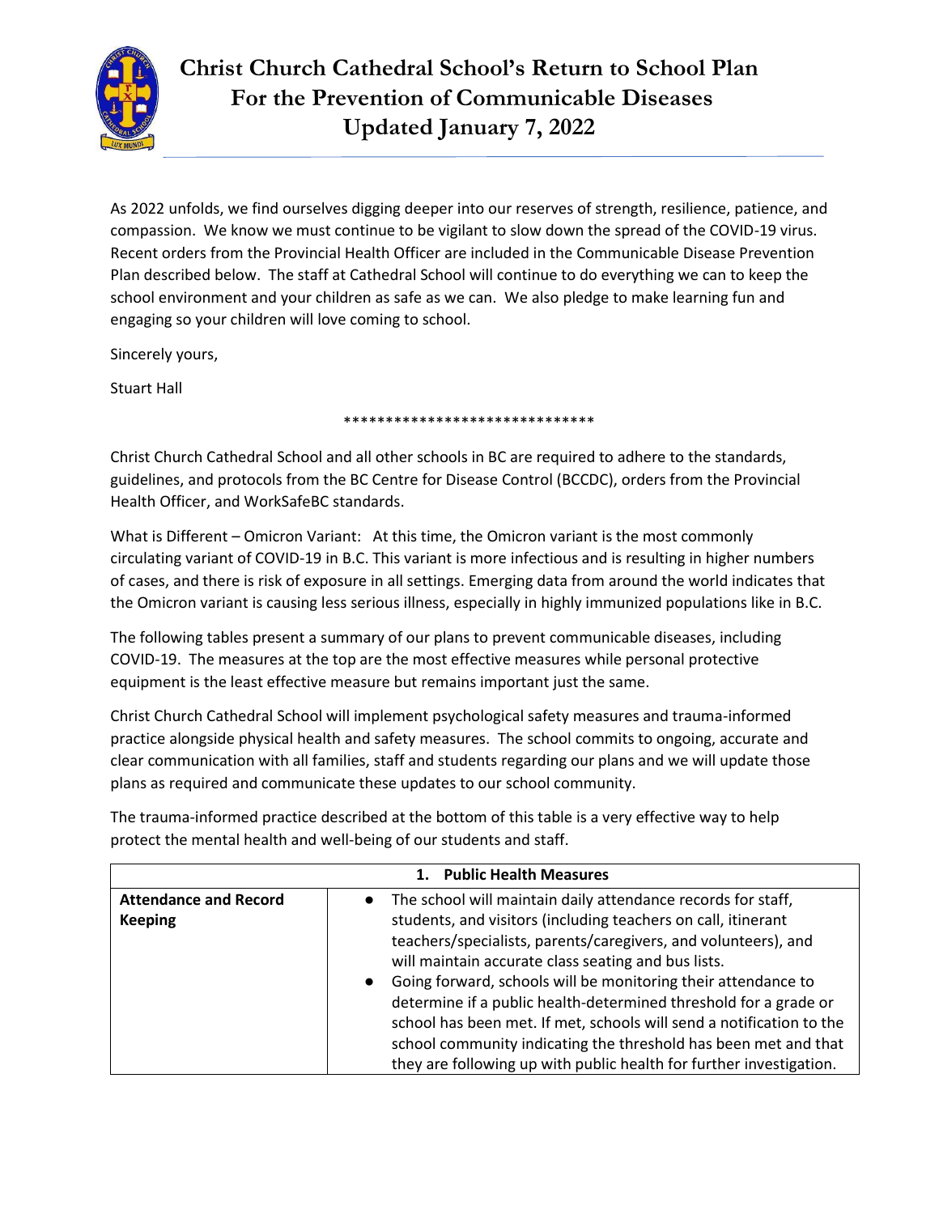# Christ Church Cathedral School's Return to School Plan For the Prevention of Communicable Diseases Updated January 7, 2022

As 2022 unfolds, we find ourselves digging deeper into our reserves of strength, resilience, patience, and compassion. We know we must continue to be vigilant to slow down the spread of the COVID-19 virus. Recent orders from the Provincial Health Officer are included in the Communicable Disease Prevention Plan described below. The staff at Cathedral School will continue to do everything we can to keep the school environment and your children as safe as we can. We also pledge to make learning fun and engaging so your children will love coming to school.

Sincerely yours,

Stuart Hall

******************************

Christ Church Cathedral School and all other schools in BC are required to adhere to the standards, guidelines, and protocols from the BC Centre for Disease Control (BCCDC), orders from the Provincial Health Officer, and WorkSafeBC standards.

What is Different – Omicron Variant: At this time, the Omicron variant is the most commonly circulating variant of COVID-19 in B.C. This variant is more infectious and is resulting in higher numbers of cases, and there is risk of exposure in all settings. Emerging data from around the world indicates that the Omicron variant is causing less serious illness, especially in highly immunized populations like in B.C.

The following tables present a summary of our plans to prevent communicable diseases, including COVID-19. The measures at the top are the most effective measures while personal protective equipment is the least effective measure but remains important just the same.

Christ Church Cathedral School will implement psychological safety measures and trauma-informed practice alongside physical health and safety measures. The school commits to ongoing, accurate and clear communication with all families, staff and students regarding our plans and we will update those plans as required and communicate these updates to our school community.

The trauma-informed practice described at the bottom of this table is a very effective way to help protect the mental health and well-being of our students and staff.

| 1. Public Health Measures | |
|---|---|
| **Attendance and Record Keeping** | • The school will maintain daily attendance records for staff, students, and visitors (including teachers on call, itinerant teachers/specialists, parents/caregivers, and volunteers), and will maintain accurate class seating and bus lists.<br>• Going forward, schools will be monitoring their attendance to determine if a public health-determined threshold for a grade or school has been met. If met, schools will send a notification to the school community indicating the threshold has been met and that they are following up with public health for further investigation. |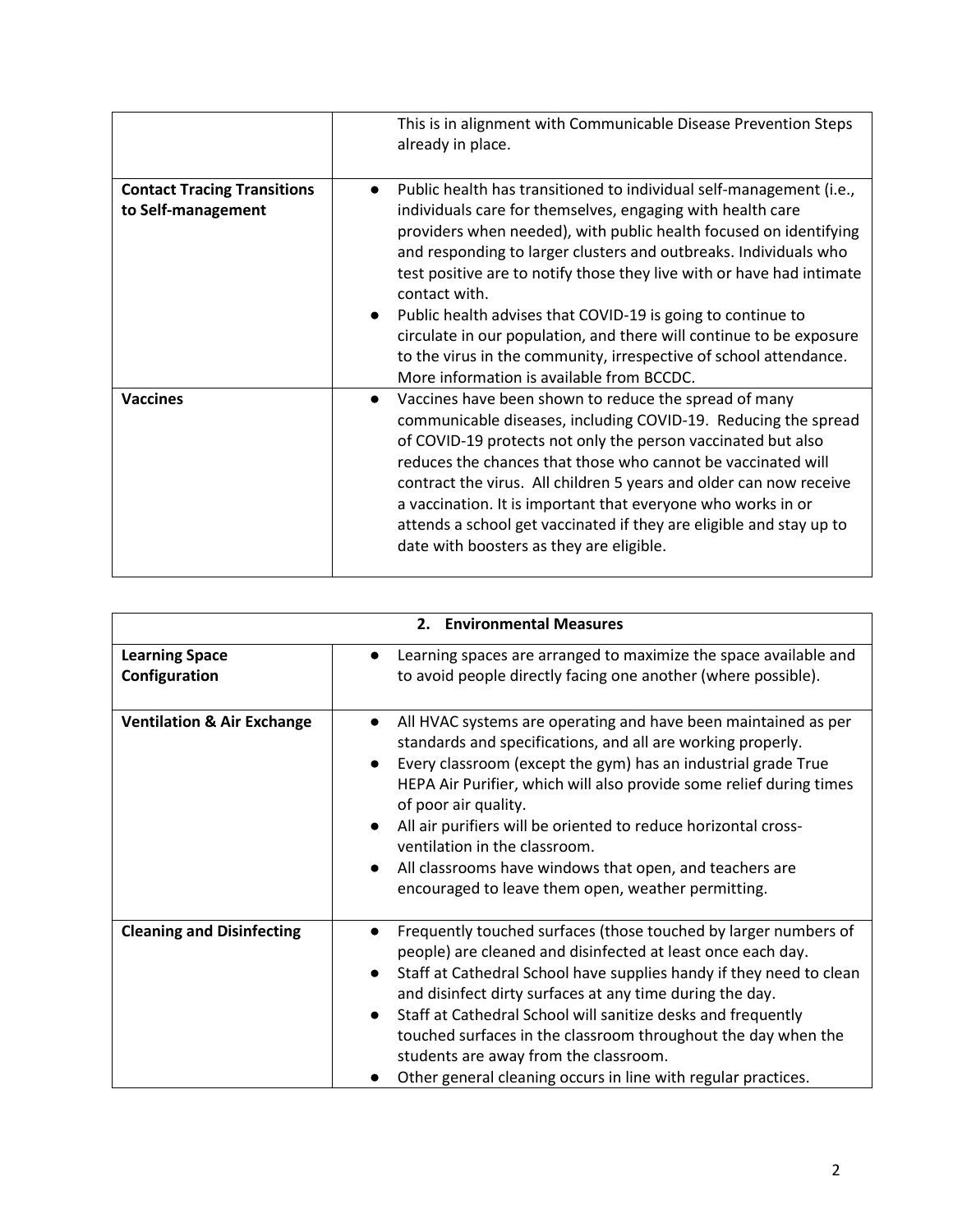| | |
|---|---|
| | This is in alignment with Communicable Disease Prevention Steps already in place. |
| **Contact Tracing Transitions to Self-management** | • Public health has transitioned to individual self-management (i.e., individuals care for themselves, engaging with health care providers when needed), with public health focused on identifying and responding to larger clusters and outbreaks. Individuals who test positive are to notify those they live with or have had intimate contact with.<br>• Public health advises that COVID-19 is going to continue to circulate in our population, and there will continue to be exposure to the virus in the community, irrespective of school attendance. More information is available from BCCDC. |
| **Vaccines** | • Vaccines have been shown to reduce the spread of many communicable diseases, including COVID-19. Reducing the spread of COVID-19 protects not only the person vaccinated but also reduces the chances that those who cannot be vaccinated will contract the virus. All children 5 years and older can now receive a vaccination. It is important that everyone who works in or attends a school get vaccinated if they are eligible and stay up to date with boosters as they are eligible. |

| **2. Environmental Measures** | |
|---|---|
| **Learning Space Configuration** | • Learning spaces are arranged to maximize the space available and to avoid people directly facing one another (where possible). |
| **Ventilation & Air Exchange** | • All HVAC systems are operating and have been maintained as per standards and specifications, and all are working properly.<br>• Every classroom (except the gym) has an industrial grade True HEPA Air Purifier, which will also provide some relief during times of poor air quality.<br>• All air purifiers will be oriented to reduce horizontal cross-ventilation in the classroom.<br>• All classrooms have windows that open, and teachers are encouraged to leave them open, weather permitting. |
| **Cleaning and Disinfecting** | • Frequently touched surfaces (those touched by larger numbers of people) are cleaned and disinfected at least once each day.<br>• Staff at Cathedral School have supplies handy if they need to clean and disinfect dirty surfaces at any time during the day.<br>• Staff at Cathedral School will sanitize desks and frequently touched surfaces in the classroom throughout the day when the students are away from the classroom.<br>• Other general cleaning occurs in line with regular practices. |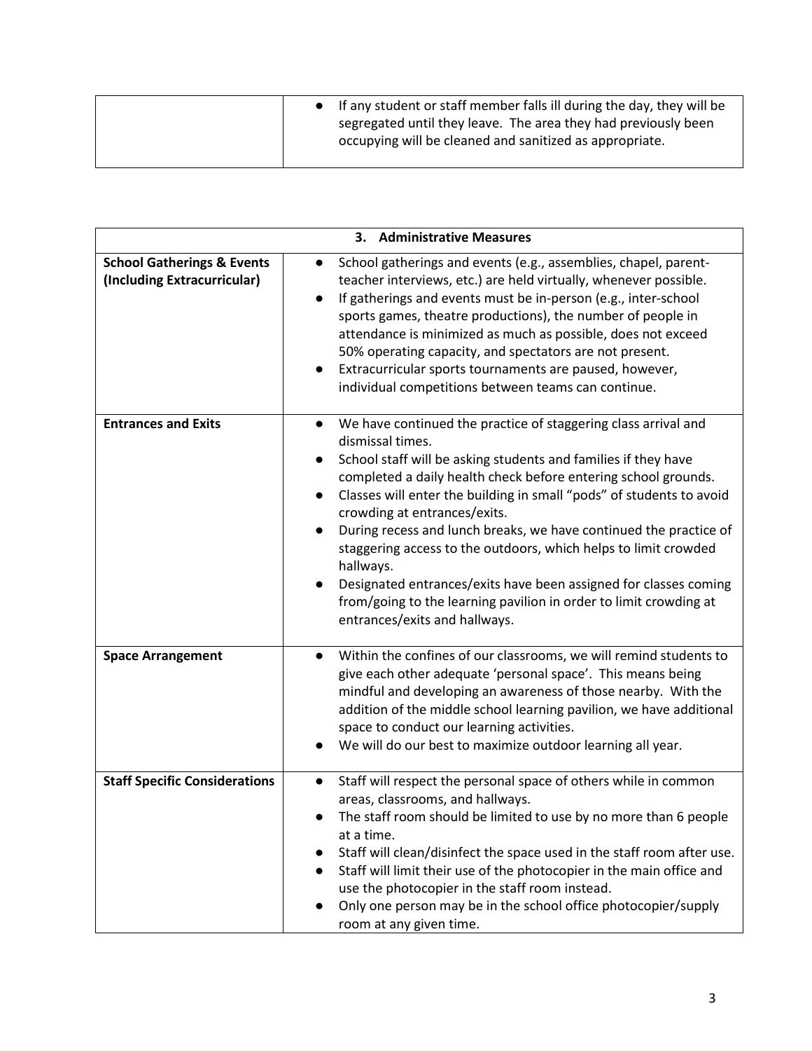| | |
|---|---|
| | • If any student or staff member falls ill during the day, they will be segregated until they leave. The area they had previously been occupying will be cleaned and sanitized as appropriate. |

| **3. Administrative Measures** | |
|---|---|
| **School Gatherings & Events (Including Extracurricular)** | • School gatherings and events (e.g., assemblies, chapel, parent-teacher interviews, etc.) are held virtually, whenever possible.<br>• If gatherings and events must be in-person (e.g., inter-school sports games, theatre productions), the number of people in attendance is minimized as much as possible, does not exceed 50% operating capacity, and spectators are not present.<br>• Extracurricular sports tournaments are paused, however, individual competitions between teams can continue. |
| **Entrances and Exits** | • We have continued the practice of staggering class arrival and dismissal times.<br>• School staff will be asking students and families if they have completed a daily health check before entering school grounds.<br>• Classes will enter the building in small "pods" of students to avoid crowding at entrances/exits.<br>• During recess and lunch breaks, we have continued the practice of staggering access to the outdoors, which helps to limit crowded hallways.<br>• Designated entrances/exits have been assigned for classes coming from/going to the learning pavilion in order to limit crowding at entrances/exits and hallways. |
| **Space Arrangement** | • Within the confines of our classrooms, we will remind students to give each other adequate 'personal space'. This means being mindful and developing an awareness of those nearby. With the addition of the middle school learning pavilion, we have additional space to conduct our learning activities.<br>• We will do our best to maximize outdoor learning all year. |
| **Staff Specific Considerations** | • Staff will respect the personal space of others while in common areas, classrooms, and hallways.<br>• The staff room should be limited to use by no more than 6 people at a time.<br>• Staff will clean/disinfect the space used in the staff room after use.<br>• Staff will limit their use of the photocopier in the main office and use the photocopier in the staff room instead.<br>• Only one person may be in the school office photocopier/supply room at any given time. |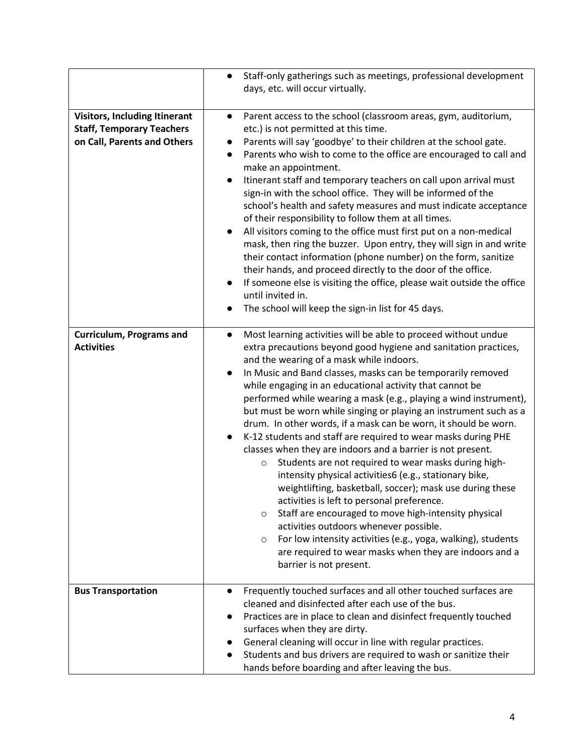| | |
|---|---|
| | ● Staff-only gatherings such as meetings, professional development days, etc. will occur virtually. |
| **Visitors, Including Itinerant Staff, Temporary Teachers on Call, Parents and Others** | ● Parent access to the school (classroom areas, gym, auditorium, etc.) is not permitted at this time.<br>● Parents will say 'goodbye' to their children at the school gate.<br>● Parents who wish to come to the office are encouraged to call and make an appointment.<br>● Itinerant staff and temporary teachers on call upon arrival must sign-in with the school office. They will be informed of the school's health and safety measures and must indicate acceptance of their responsibility to follow them at all times.<br>● All visitors coming to the office must first put on a non-medical mask, then ring the buzzer. Upon entry, they will sign in and write their contact information (phone number) on the form, sanitize their hands, and proceed directly to the door of the office.<br>● If someone else is visiting the office, please wait outside the office until invited in.<br>● The school will keep the sign-in list for 45 days. |
| **Curriculum, Programs and Activities** | ● Most learning activities will be able to proceed without undue extra precautions beyond good hygiene and sanitation practices, and the wearing of a mask while indoors.<br>● In Music and Band classes, masks can be temporarily removed while engaging in an educational activity that cannot be performed while wearing a mask (e.g., playing a wind instrument), but must be worn while singing or playing an instrument such as a drum. In other words, if a mask can be worn, it should be worn.<br>● K-12 students and staff are required to wear masks during PHE classes when they are indoors and a barrier is not present.<br>&nbsp;&nbsp;&nbsp;&nbsp;○ Students are not required to wear masks during high-intensity physical activities6 (e.g., stationary bike, weightlifting, basketball, soccer); mask use during these activities is left to personal preference.<br>&nbsp;&nbsp;&nbsp;&nbsp;○ Staff are encouraged to move high-intensity physical activities outdoors whenever possible.<br>&nbsp;&nbsp;&nbsp;&nbsp;○ For low intensity activities (e.g., yoga, walking), students are required to wear masks when they are indoors and a barrier is not present. |
| **Bus Transportation** | ● Frequently touched surfaces and all other touched surfaces are cleaned and disinfected after each use of the bus.<br>● Practices are in place to clean and disinfect frequently touched surfaces when they are dirty.<br>● General cleaning will occur in line with regular practices.<br>● Students and bus drivers are required to wash or sanitize their hands before boarding and after leaving the bus. |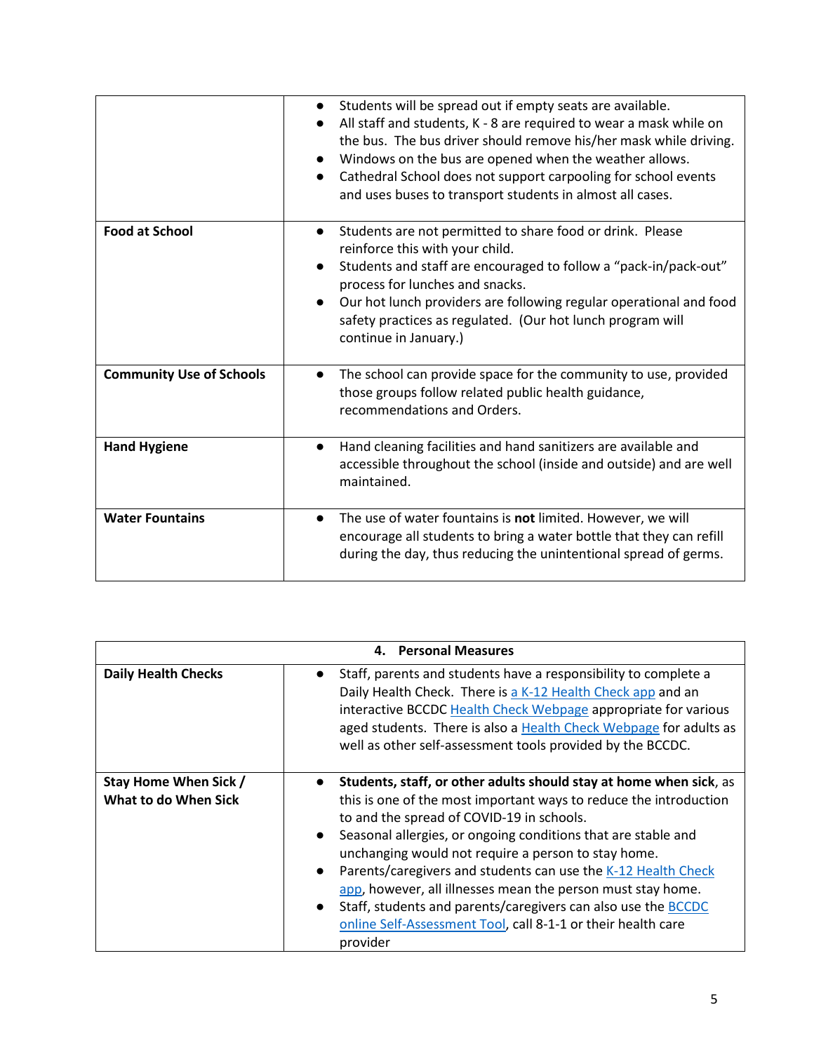| | |
|---|---|
| | • Students will be spread out if empty seats are available.<br>• All staff and students, K - 8 are required to wear a mask while on the bus. The bus driver should remove his/her mask while driving.<br>• Windows on the bus are opened when the weather allows.<br>• Cathedral School does not support carpooling for school events and uses buses to transport students in almost all cases. |
| **Food at School** | • Students are not permitted to share food or drink. Please reinforce this with your child.<br>• Students and staff are encouraged to follow a "pack-in/pack-out" process for lunches and snacks.<br>• Our hot lunch providers are following regular operational and food safety practices as regulated. (Our hot lunch program will continue in January.) |
| **Community Use of Schools** | • The school can provide space for the community to use, provided those groups follow related public health guidance, recommendations and Orders. |
| **Hand Hygiene** | • Hand cleaning facilities and hand sanitizers are available and accessible throughout the school (inside and outside) and are well maintained. |
| **Water Fountains** | • The use of water fountains is **not** limited. However, we will encourage all students to bring a water bottle that they can refill during the day, thus reducing the unintentional spread of germs. |

| **4. Personal Measures** | |
|---|---|
| **Daily Health Checks** | • Staff, parents and students have a responsibility to complete a Daily Health Check. There is a K-12 Health Check app and an interactive BCCDC Health Check Webpage appropriate for various aged students. There is also a Health Check Webpage for adults as well as other self-assessment tools provided by the BCCDC. |
| **Stay Home When Sick / What to do When Sick** | • **Students, staff, or other adults should stay at home when sick**, as this is one of the most important ways to reduce the introduction to and the spread of COVID-19 in schools.<br>• Seasonal allergies, or ongoing conditions that are stable and unchanging would not require a person to stay home.<br>• Parents/caregivers and students can use the K-12 Health Check app, however, all illnesses mean the person must stay home.<br>• Staff, students and parents/caregivers can also use the BCCDC online Self-Assessment Tool, call 8-1-1 or their health care provider |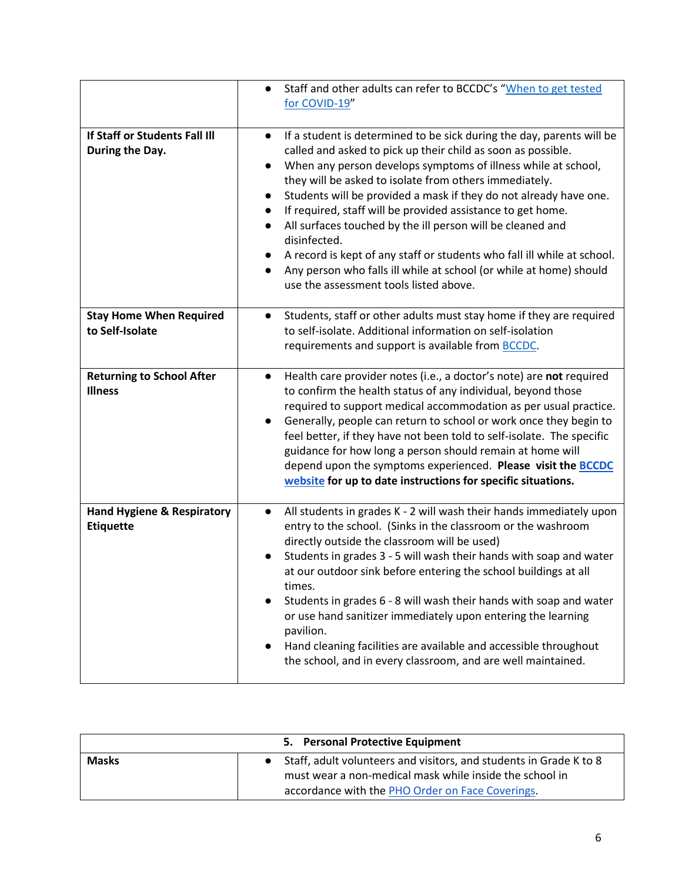| | |
|---|---|
| | • Staff and other adults can refer to BCCDC's "When to get tested for COVID-19" |
| **If Staff or Students Fall Ill During the Day.** | • If a student is determined to be sick during the day, parents will be called and asked to pick up their child as soon as possible.<br>• When any person develops symptoms of illness while at school, they will be asked to isolate from others immediately.<br>• Students will be provided a mask if they do not already have one.<br>• If required, staff will be provided assistance to get home.<br>• All surfaces touched by the ill person will be cleaned and disinfected.<br>• A record is kept of any staff or students who fall ill while at school.<br>• Any person who falls ill while at school (or while at home) should use the assessment tools listed above. |
| **Stay Home When Required to Self-Isolate** | • Students, staff or other adults must stay home if they are required to self-isolate. Additional information on self-isolation requirements and support is available from BCCDC. |
| **Returning to School After Illness** | • Health care provider notes (i.e., a doctor's note) are **not** required to confirm the health status of any individual, beyond those required to support medical accommodation as per usual practice.<br>• Generally, people can return to school or work once they begin to feel better, if they have not been told to self-isolate. The specific guidance for how long a person should remain at home will depend upon the symptoms experienced. **Please visit the BCCDC website for up to date instructions for specific situations.** |
| **Hand Hygiene & Respiratory Etiquette** | • All students in grades K - 2 will wash their hands immediately upon entry to the school. (Sinks in the classroom or the washroom directly outside the classroom will be used)<br>• Students in grades 3 - 5 will wash their hands with soap and water at our outdoor sink before entering the school buildings at all times.<br>• Students in grades 6 - 8 will wash their hands with soap and water or use hand sanitizer immediately upon entering the learning pavilion.<br>• Hand cleaning facilities are available and accessible throughout the school, and in every classroom, and are well maintained. |

| **5. Personal Protective Equipment** | |
|---|---|
| **Masks** | • Staff, adult volunteers and visitors, and students in Grade K to 8 must wear a non-medical mask while inside the school in accordance with the PHO Order on Face Coverings. |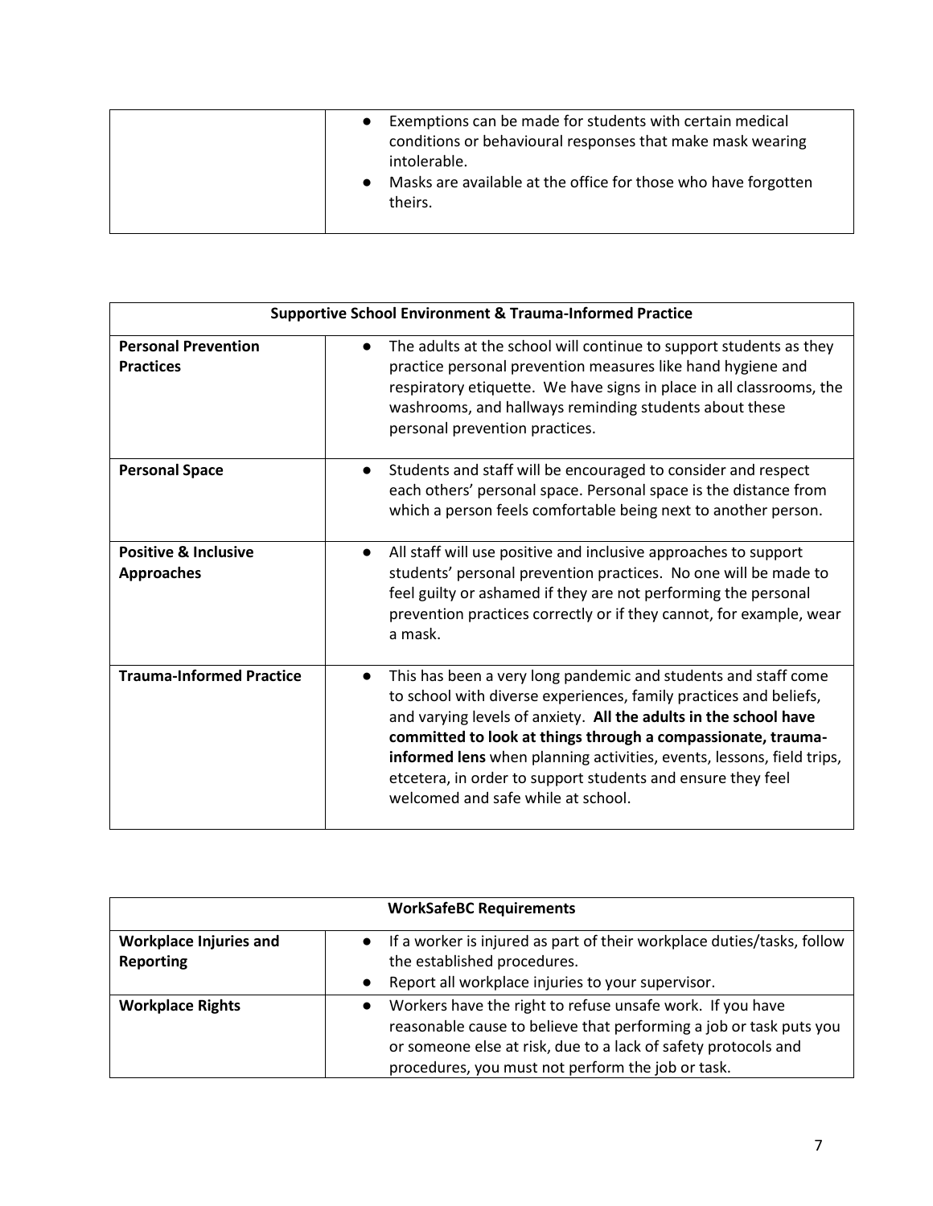| | |
|---|---|
| | • Exemptions can be made for students with certain medical conditions or behavioural responses that make mask wearing intolerable.<br>• Masks are available at the office for those who have forgotten theirs. |

| **Supportive School Environment & Trauma-Informed Practice** | |
|---|---|
| **Personal Prevention Practices** | • The adults at the school will continue to support students as they practice personal prevention measures like hand hygiene and respiratory etiquette. We have signs in place in all classrooms, the washrooms, and hallways reminding students about these personal prevention practices. |
| **Personal Space** | • Students and staff will be encouraged to consider and respect each others' personal space. Personal space is the distance from which a person feels comfortable being next to another person. |
| **Positive & Inclusive Approaches** | • All staff will use positive and inclusive approaches to support students' personal prevention practices. No one will be made to feel guilty or ashamed if they are not performing the personal prevention practices correctly or if they cannot, for example, wear a mask. |
| **Trauma-Informed Practice** | • This has been a very long pandemic and students and staff come to school with diverse experiences, family practices and beliefs, and varying levels of anxiety. **All the adults in the school have committed to look at things through a compassionate, trauma-informed lens** when planning activities, events, lessons, field trips, etcetera, in order to support students and ensure they feel welcomed and safe while at school. |

| **WorkSafeBC Requirements** | |
|---|---|
| **Workplace Injuries and Reporting** | • If a worker is injured as part of their workplace duties/tasks, follow the established procedures.<br>• Report all workplace injuries to your supervisor. |
| **Workplace Rights** | • Workers have the right to refuse unsafe work. If you have reasonable cause to believe that performing a job or task puts you or someone else at risk, due to a lack of safety protocols and procedures, you must not perform the job or task. |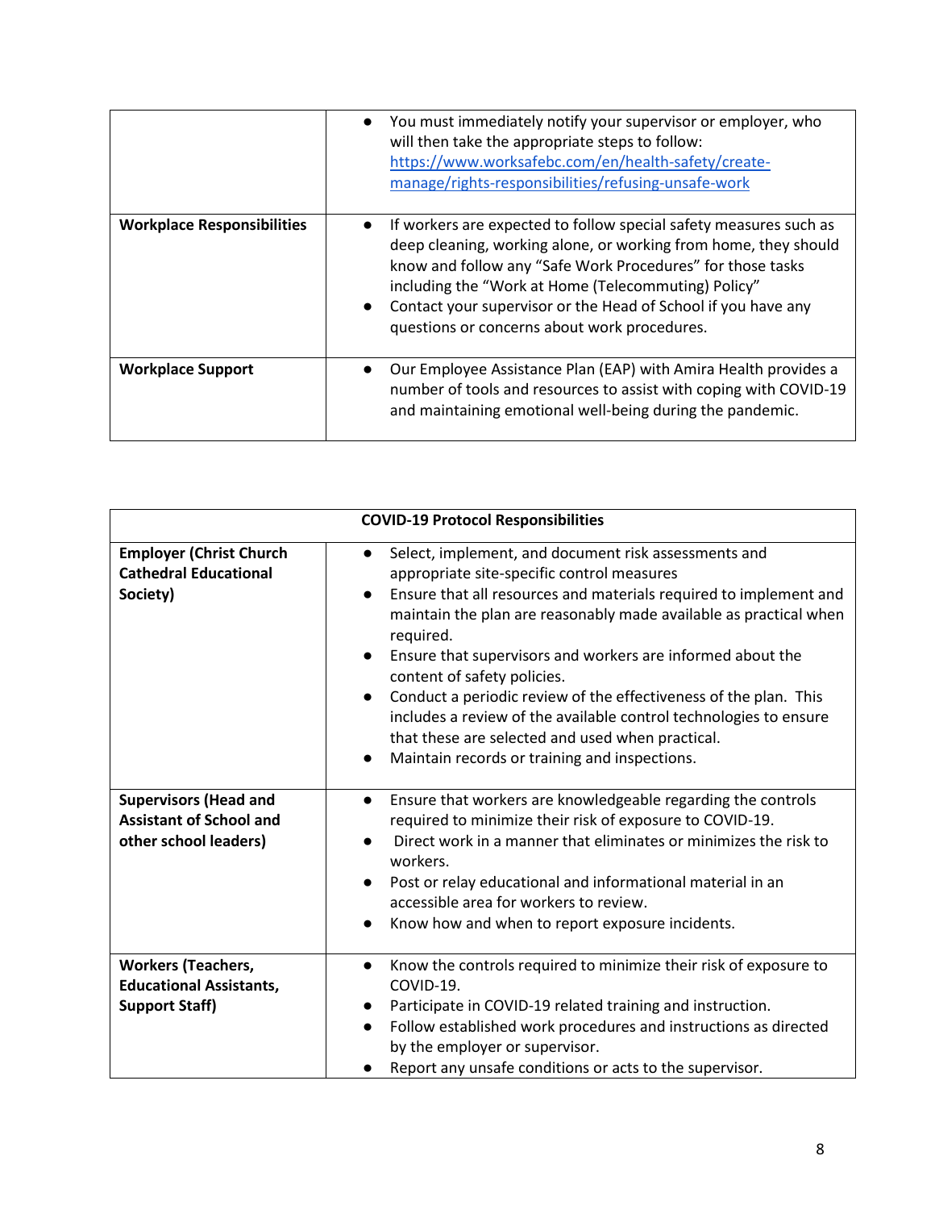| | |
|---|---|
| | • You must immediately notify your supervisor or employer, who will then take the appropriate steps to follow: [https://www.worksafebc.com/en/health-safety/create-manage/rights-responsibilities/refusing-unsafe-work](https://www.worksafebc.com/en/health-safety/create-manage/rights-responsibilities/refusing-unsafe-work) |
| **Workplace Responsibilities** | • If workers are expected to follow special safety measures such as deep cleaning, working alone, or working from home, they should know and follow any "Safe Work Procedures" for those tasks including the "Work at Home (Telecommuting) Policy"<br>• Contact your supervisor or the Head of School if you have any questions or concerns about work procedures. |
| **Workplace Support** | • Our Employee Assistance Plan (EAP) with Amira Health provides a number of tools and resources to assist with coping with COVID-19 and maintaining emotional well-being during the pandemic. |

| **COVID-19 Protocol Responsibilities** | |
|---|---|
| **Employer (Christ Church Cathedral Educational Society)** | • Select, implement, and document risk assessments and appropriate site-specific control measures<br>• Ensure that all resources and materials required to implement and maintain the plan are reasonably made available as practical when required.<br>• Ensure that supervisors and workers are informed about the content of safety policies.<br>• Conduct a periodic review of the effectiveness of the plan. This includes a review of the available control technologies to ensure that these are selected and used when practical.<br>• Maintain records or training and inspections. |
| **Supervisors (Head and Assistant of School and other school leaders)** | • Ensure that workers are knowledgeable regarding the controls required to minimize their risk of exposure to COVID-19.<br>• Direct work in a manner that eliminates or minimizes the risk to workers.<br>• Post or relay educational and informational material in an accessible area for workers to review.<br>• Know how and when to report exposure incidents. |
| **Workers (Teachers, Educational Assistants, Support Staff)** | • Know the controls required to minimize their risk of exposure to COVID-19.<br>• Participate in COVID-19 related training and instruction.<br>• Follow established work procedures and instructions as directed by the employer or supervisor.<br>• Report any unsafe conditions or acts to the supervisor. |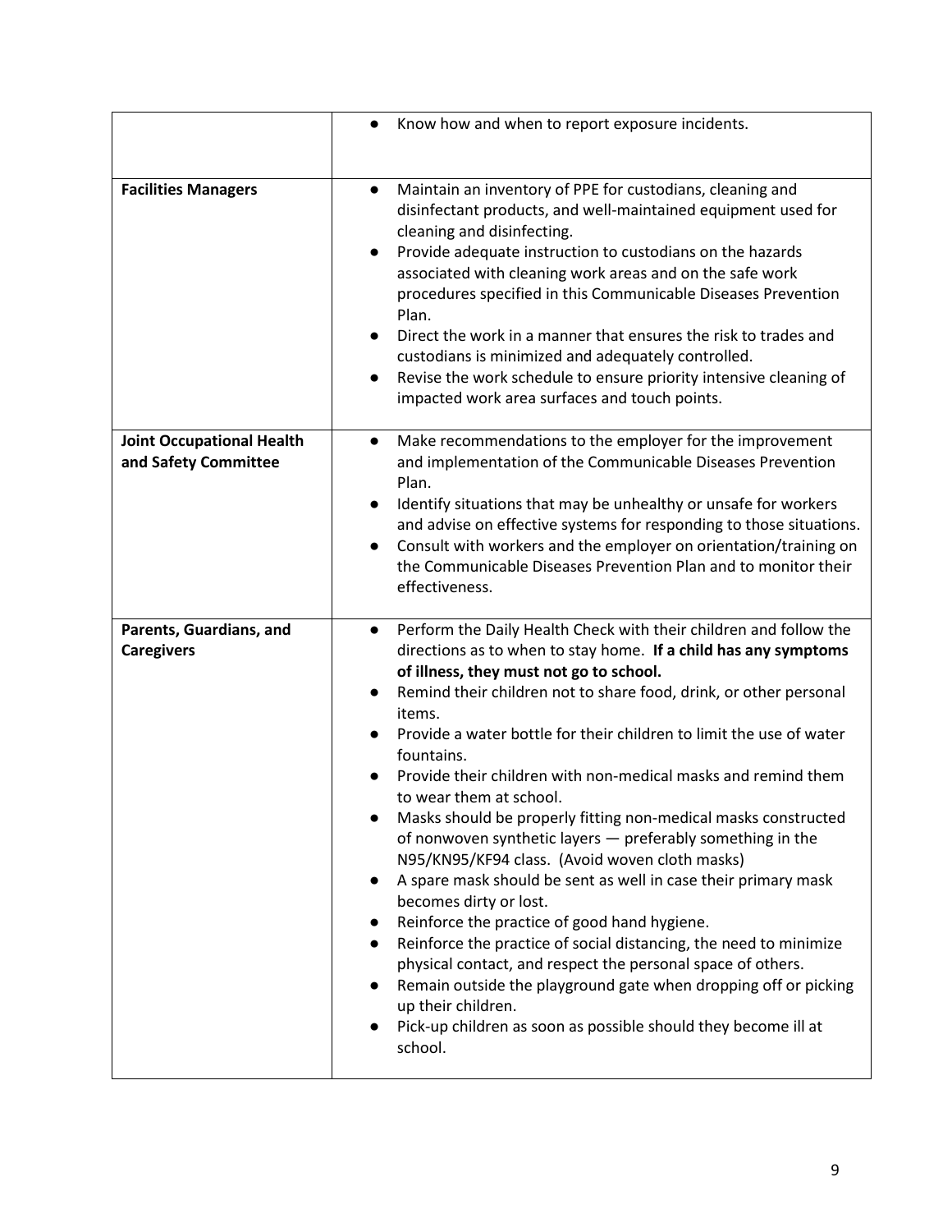| | |
|---|---|
| | ● Know how and when to report exposure incidents. |
| **Facilities Managers** | ● Maintain an inventory of PPE for custodians, cleaning and disinfectant products, and well-maintained equipment used for cleaning and disinfecting.<br>● Provide adequate instruction to custodians on the hazards associated with cleaning work areas and on the safe work procedures specified in this Communicable Diseases Prevention Plan.<br>● Direct the work in a manner that ensures the risk to trades and custodians is minimized and adequately controlled.<br>● Revise the work schedule to ensure priority intensive cleaning of impacted work area surfaces and touch points. |
| **Joint Occupational Health and Safety Committee** | ● Make recommendations to the employer for the improvement and implementation of the Communicable Diseases Prevention Plan.<br>● Identify situations that may be unhealthy or unsafe for workers and advise on effective systems for responding to those situations.<br>● Consult with workers and the employer on orientation/training on the Communicable Diseases Prevention Plan and to monitor their effectiveness. |
| **Parents, Guardians, and Caregivers** | ● Perform the Daily Health Check with their children and follow the directions as to when to stay home. **If a child has any symptoms of illness, they must not go to school.**<br>● Remind their children not to share food, drink, or other personal items.<br>● Provide a water bottle for their children to limit the use of water fountains.<br>● Provide their children with non-medical masks and remind them to wear them at school.<br>● Masks should be properly fitting non-medical masks constructed of nonwoven synthetic layers — preferably something in the N95/KN95/KF94 class. (Avoid woven cloth masks)<br>● A spare mask should be sent as well in case their primary mask becomes dirty or lost.<br>● Reinforce the practice of good hand hygiene.<br>● Reinforce the practice of social distancing, the need to minimize physical contact, and respect the personal space of others.<br>● Remain outside the playground gate when dropping off or picking up their children.<br>● Pick-up children as soon as possible should they become ill at school. |